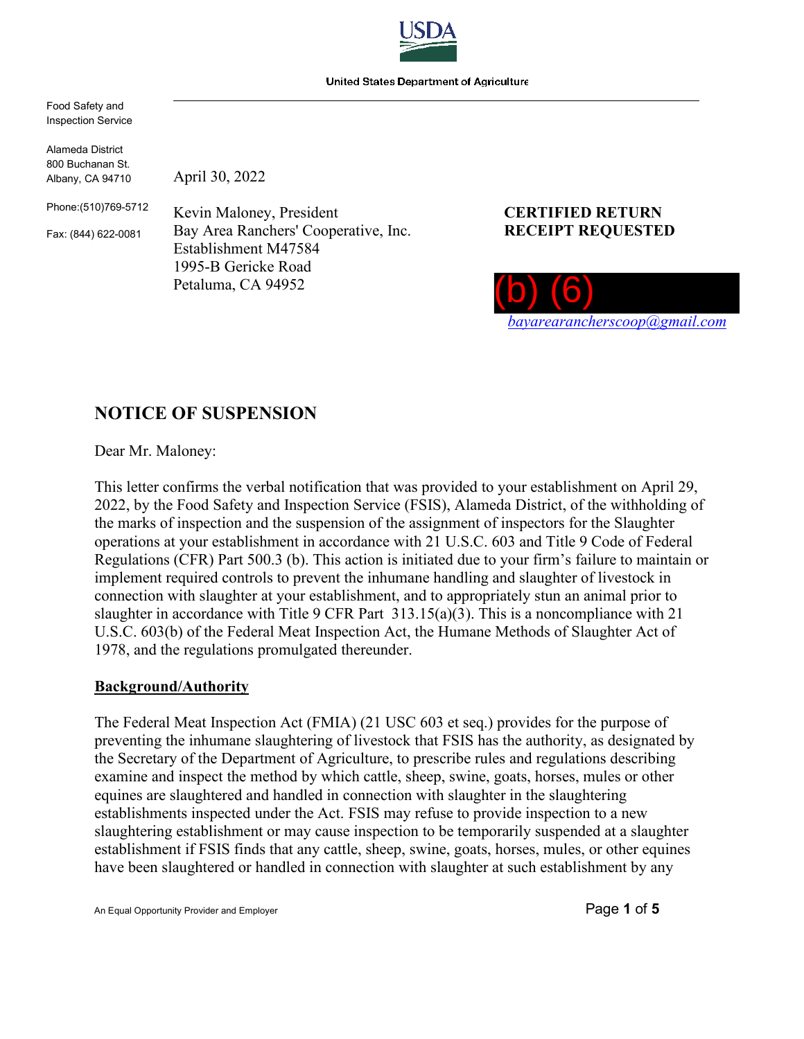USDA

United States Department of Agriculture

Food Safety and Inspection Service

Alameda District
800 Buchanan St.
Albany, CA 94710

Phone:(510)769-5712

Fax: (844) 622-0081

April 30, 2022

Kevin Maloney, President
Bay Area Ranchers' Cooperative, Inc.
Establishment M47584
1995-B Gericke Road
Petaluma, CA 94952

**CERTIFIED RETURN RECEIPT REQUESTED**

(b) (6)

*bayarearancherscoop@gmail.com*

## NOTICE OF SUSPENSION

Dear Mr. Maloney:

This letter confirms the verbal notification that was provided to your establishment on April 29, 2022, by the Food Safety and Inspection Service (FSIS), Alameda District, of the withholding of the marks of inspection and the suspension of the assignment of inspectors for the Slaughter operations at your establishment in accordance with 21 U.S.C. 603 and Title 9 Code of Federal Regulations (CFR) Part 500.3 (b). This action is initiated due to your firm's failure to maintain or implement required controls to prevent the inhumane handling and slaughter of livestock in connection with slaughter at your establishment, and to appropriately stun an animal prior to slaughter in accordance with Title 9 CFR Part 313.15(a)(3). This is a noncompliance with 21 U.S.C. 603(b) of the Federal Meat Inspection Act, the Humane Methods of Slaughter Act of 1978, and the regulations promulgated thereunder.

**Background/Authority**

The Federal Meat Inspection Act (FMIA) (21 USC 603 et seq.) provides for the purpose of preventing the inhumane slaughtering of livestock that FSIS has the authority, as designated by the Secretary of the Department of Agriculture, to prescribe rules and regulations describing examine and inspect the method by which cattle, sheep, swine, goats, horses, mules or other equines are slaughtered and handled in connection with slaughter in the slaughtering establishments inspected under the Act. FSIS may refuse to provide inspection to a new slaughtering establishment or may cause inspection to be temporarily suspended at a slaughter establishment if FSIS finds that any cattle, sheep, swine, goats, horses, mules, or other equines have been slaughtered or handled in connection with slaughter at such establishment by any

An Equal Opportunity Provider and Employer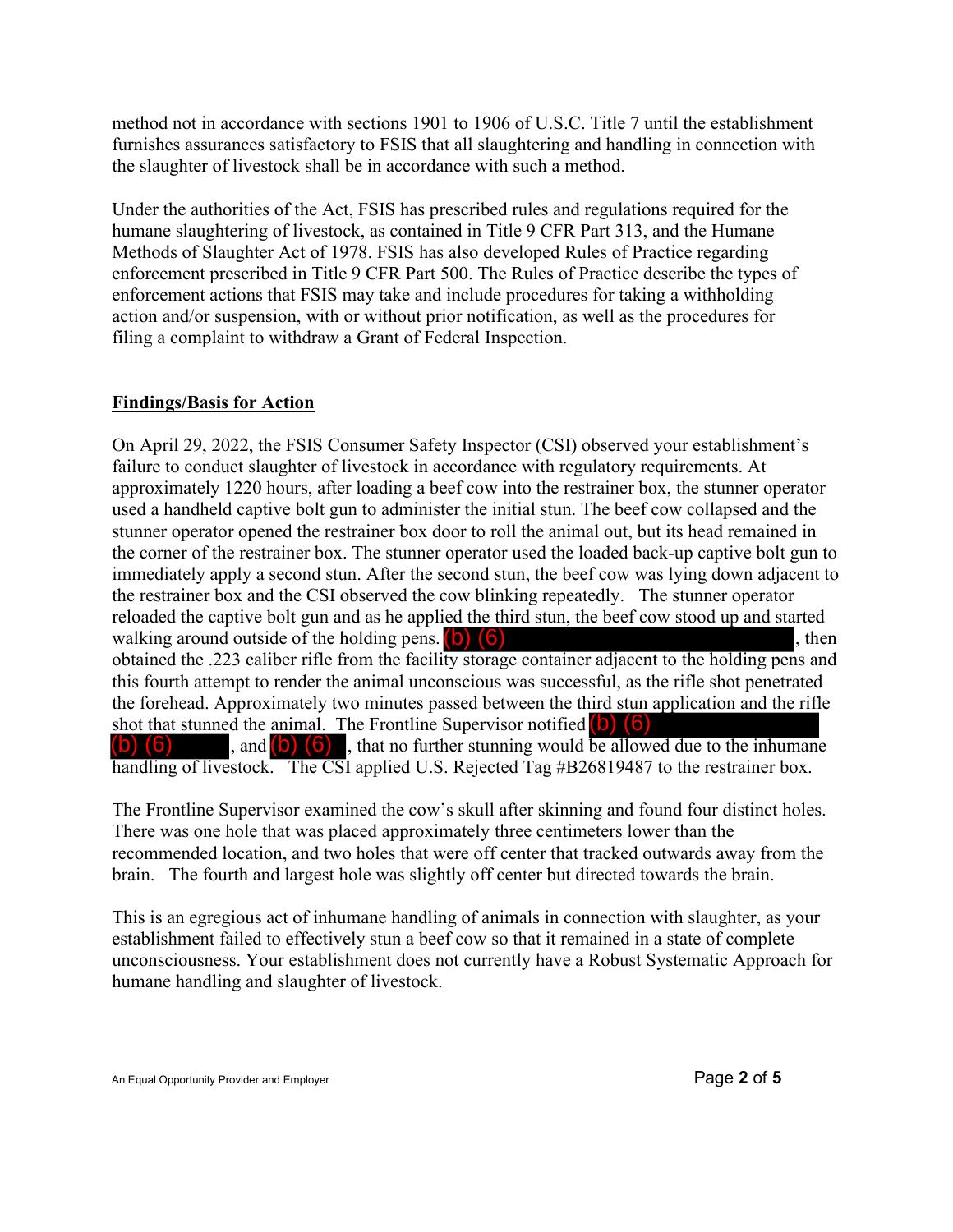method not in accordance with sections 1901 to 1906 of U.S.C. Title 7 until the establishment furnishes assurances satisfactory to FSIS that all slaughtering and handling in connection with the slaughter of livestock shall be in accordance with such a method.

Under the authorities of the Act, FSIS has prescribed rules and regulations required for the humane slaughtering of livestock, as contained in Title 9 CFR Part 313, and the Humane Methods of Slaughter Act of 1978. FSIS has also developed Rules of Practice regarding enforcement prescribed in Title 9 CFR Part 500. The Rules of Practice describe the types of enforcement actions that FSIS may take and include procedures for taking a withholding action and/or suspension, with or without prior notification, as well as the procedures for filing a complaint to withdraw a Grant of Federal Inspection.

**Findings/Basis for Action**

On April 29, 2022, the FSIS Consumer Safety Inspector (CSI) observed your establishment's failure to conduct slaughter of livestock in accordance with regulatory requirements. At approximately 1220 hours, after loading a beef cow into the restrainer box, the stunner operator used a handheld captive bolt gun to administer the initial stun. The beef cow collapsed and the stunner operator opened the restrainer box door to roll the animal out, but its head remained in the corner of the restrainer box. The stunner operator used the loaded back-up captive bolt gun to immediately apply a second stun. After the second stun, the beef cow was lying down adjacent to the restrainer box and the CSI observed the cow blinking repeatedly. The stunner operator reloaded the captive bolt gun and as he applied the third stun, the beef cow stood up and started walking around outside of the holding pens. (b) (6), then obtained the .223 caliber rifle from the facility storage container adjacent to the holding pens and this fourth attempt to render the animal unconscious was successful, as the rifle shot penetrated the forehead. Approximately two minutes passed between the third stun application and the rifle shot that stunned the animal. The Frontline Supervisor notified (b) (6) (b) (6), and (b) (6), that no further stunning would be allowed due to the inhumane handling of livestock. The CSI applied U.S. Rejected Tag #B26819487 to the restrainer box.

The Frontline Supervisor examined the cow's skull after skinning and found four distinct holes. There was one hole that was placed approximately three centimeters lower than the recommended location, and two holes that were off center that tracked outwards away from the brain. The fourth and largest hole was slightly off center but directed towards the brain.

This is an egregious act of inhumane handling of animals in connection with slaughter, as your establishment failed to effectively stun a beef cow so that it remained in a state of complete unconsciousness. Your establishment does not currently have a Robust Systematic Approach for humane handling and slaughter of livestock.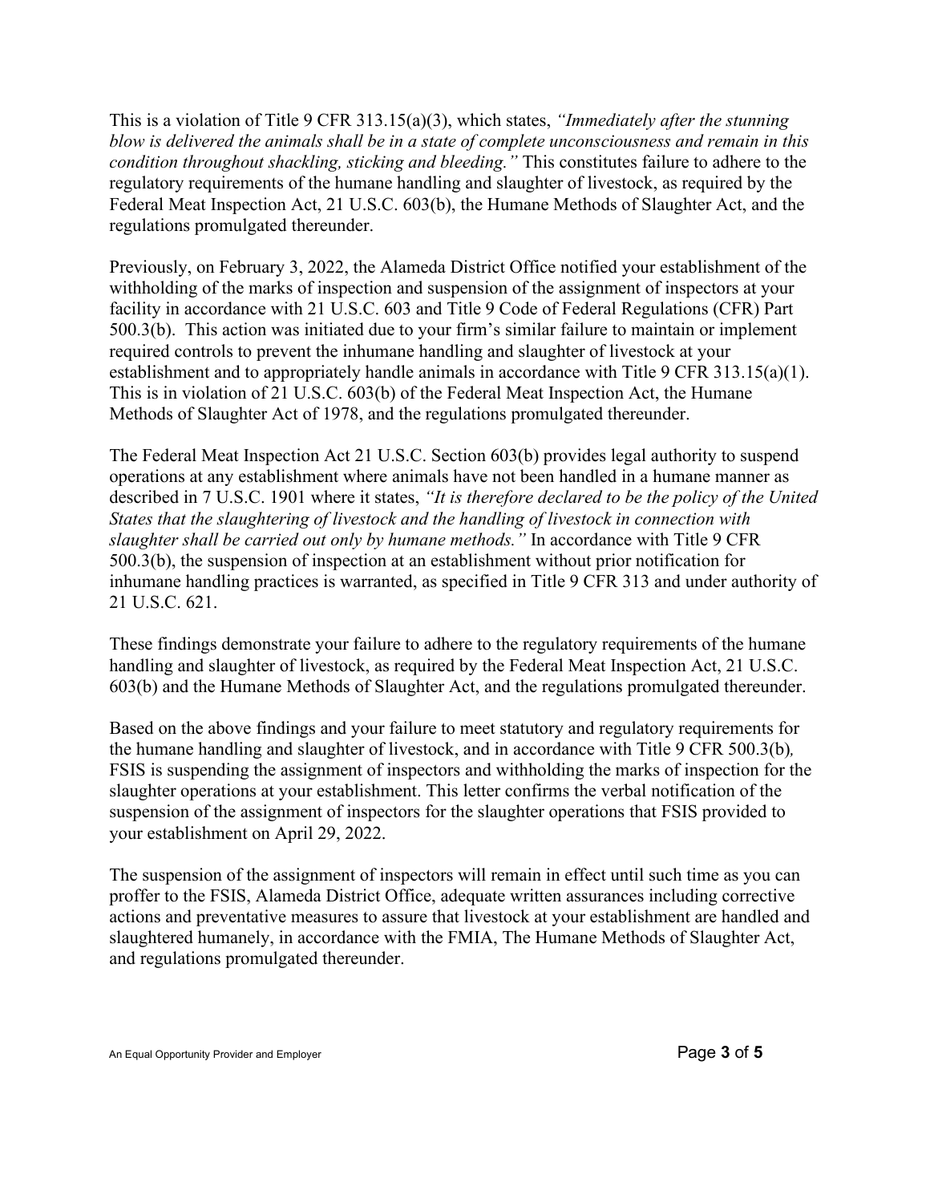This is a violation of Title 9 CFR 313.15(a)(3), which states, *"Immediately after the stunning blow is delivered the animals shall be in a state of complete unconsciousness and remain in this condition throughout shackling, sticking and bleeding."* This constitutes failure to adhere to the regulatory requirements of the humane handling and slaughter of livestock, as required by the Federal Meat Inspection Act, 21 U.S.C. 603(b), the Humane Methods of Slaughter Act, and the regulations promulgated thereunder.

Previously, on February 3, 2022, the Alameda District Office notified your establishment of the withholding of the marks of inspection and suspension of the assignment of inspectors at your facility in accordance with 21 U.S.C. 603 and Title 9 Code of Federal Regulations (CFR) Part 500.3(b). This action was initiated due to your firm's similar failure to maintain or implement required controls to prevent the inhumane handling and slaughter of livestock at your establishment and to appropriately handle animals in accordance with Title 9 CFR 313.15(a)(1). This is in violation of 21 U.S.C. 603(b) of the Federal Meat Inspection Act, the Humane Methods of Slaughter Act of 1978, and the regulations promulgated thereunder.

The Federal Meat Inspection Act 21 U.S.C. Section 603(b) provides legal authority to suspend operations at any establishment where animals have not been handled in a humane manner as described in 7 U.S.C. 1901 where it states, *"It is therefore declared to be the policy of the United States that the slaughtering of livestock and the handling of livestock in connection with slaughter shall be carried out only by humane methods."* In accordance with Title 9 CFR 500.3(b), the suspension of inspection at an establishment without prior notification for inhumane handling practices is warranted, as specified in Title 9 CFR 313 and under authority of 21 U.S.C. 621.

These findings demonstrate your failure to adhere to the regulatory requirements of the humane handling and slaughter of livestock, as required by the Federal Meat Inspection Act, 21 U.S.C. 603(b) and the Humane Methods of Slaughter Act, and the regulations promulgated thereunder.

Based on the above findings and your failure to meet statutory and regulatory requirements for the humane handling and slaughter of livestock, and in accordance with Title 9 CFR 500.3(b), FSIS is suspending the assignment of inspectors and withholding the marks of inspection for the slaughter operations at your establishment. This letter confirms the verbal notification of the suspension of the assignment of inspectors for the slaughter operations that FSIS provided to your establishment on April 29, 2022.

The suspension of the assignment of inspectors will remain in effect until such time as you can proffer to the FSIS, Alameda District Office, adequate written assurances including corrective actions and preventative measures to assure that livestock at your establishment are handled and slaughtered humanely, in accordance with the FMIA, The Humane Methods of Slaughter Act, and regulations promulgated thereunder.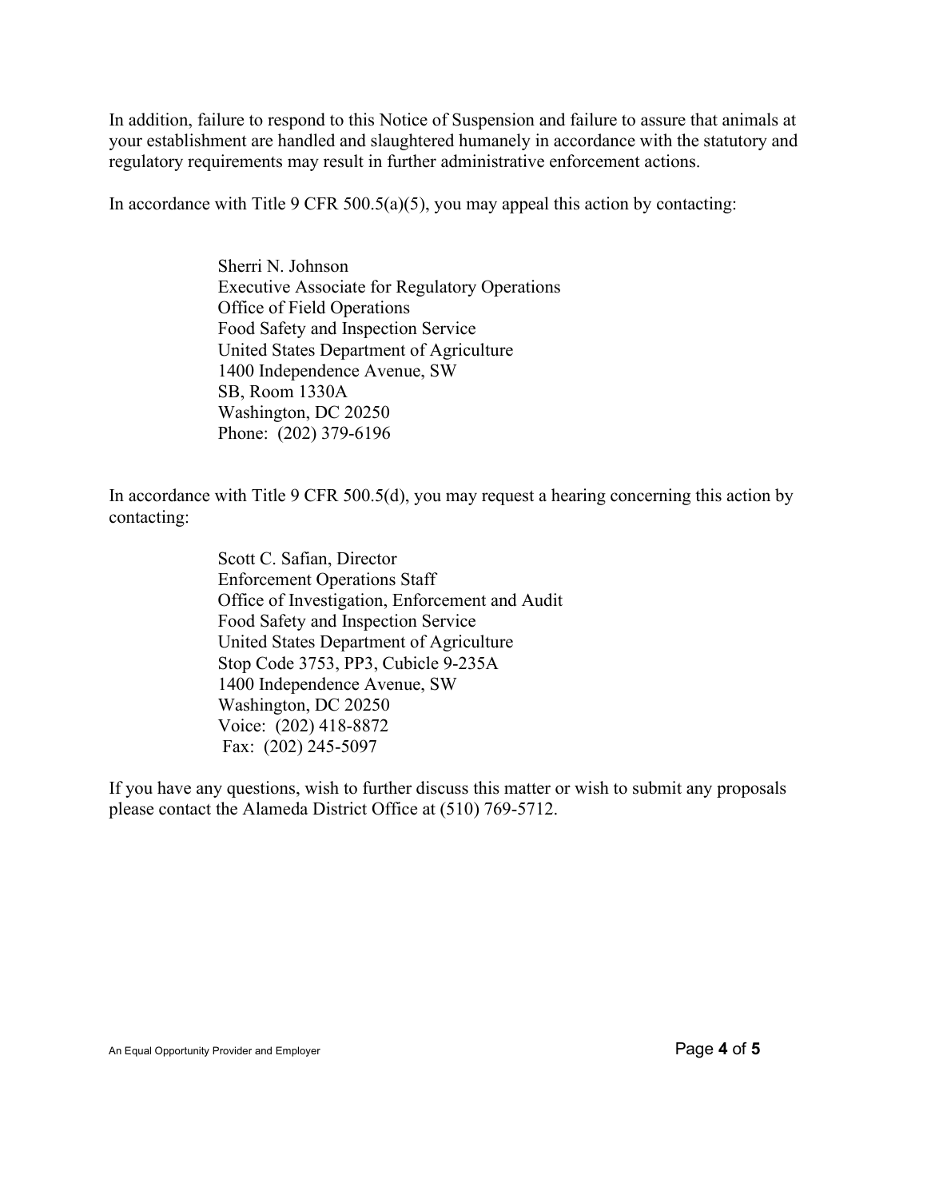In addition, failure to respond to this Notice of Suspension and failure to assure that animals at your establishment are handled and slaughtered humanely in accordance with the statutory and regulatory requirements may result in further administrative enforcement actions.

In accordance with Title 9 CFR 500.5(a)(5), you may appeal this action by contacting:

Sherri N. Johnson  
Executive Associate for Regulatory Operations  
Office of Field Operations  
Food Safety and Inspection Service  
United States Department of Agriculture  
1400 Independence Avenue, SW  
SB, Room 1330A  
Washington, DC 20250  
Phone: (202) 379-6196

In accordance with Title 9 CFR 500.5(d), you may request a hearing concerning this action by contacting:

Scott C. Safian, Director  
Enforcement Operations Staff  
Office of Investigation, Enforcement and Audit  
Food Safety and Inspection Service  
United States Department of Agriculture  
Stop Code 3753, PP3, Cubicle 9-235A  
1400 Independence Avenue, SW  
Washington, DC 20250  
Voice: (202) 418-8872  
Fax: (202) 245-5097

If you have any questions, wish to further discuss this matter or wish to submit any proposals please contact the Alameda District Office at (510) 769-5712.

An Equal Opportunity Provider and Employer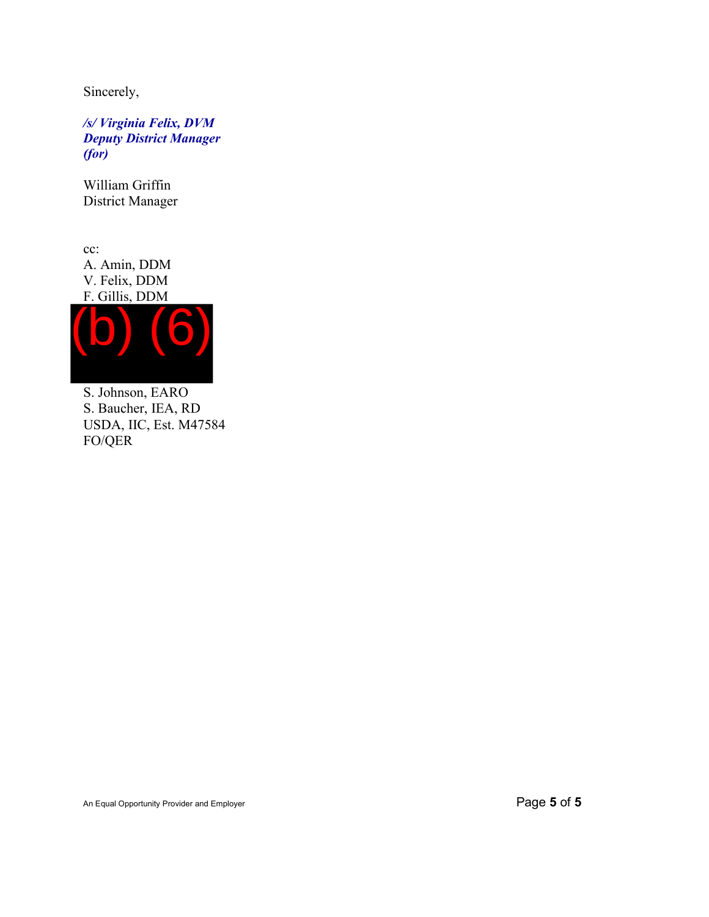Sincerely,

***/s/ Virginia Felix, DVM***
***Deputy District Manager***
***(for)***

William Griffin
District Manager

cc:
A. Amin, DDM
V. Felix, DDM
F. Gillis, DDM
(b) (6)
S. Johnson, EARO
S. Baucher, IEA, RD
USDA, IIC, Est. M47584
FO/QER

An Equal Opportunity Provider and Employer